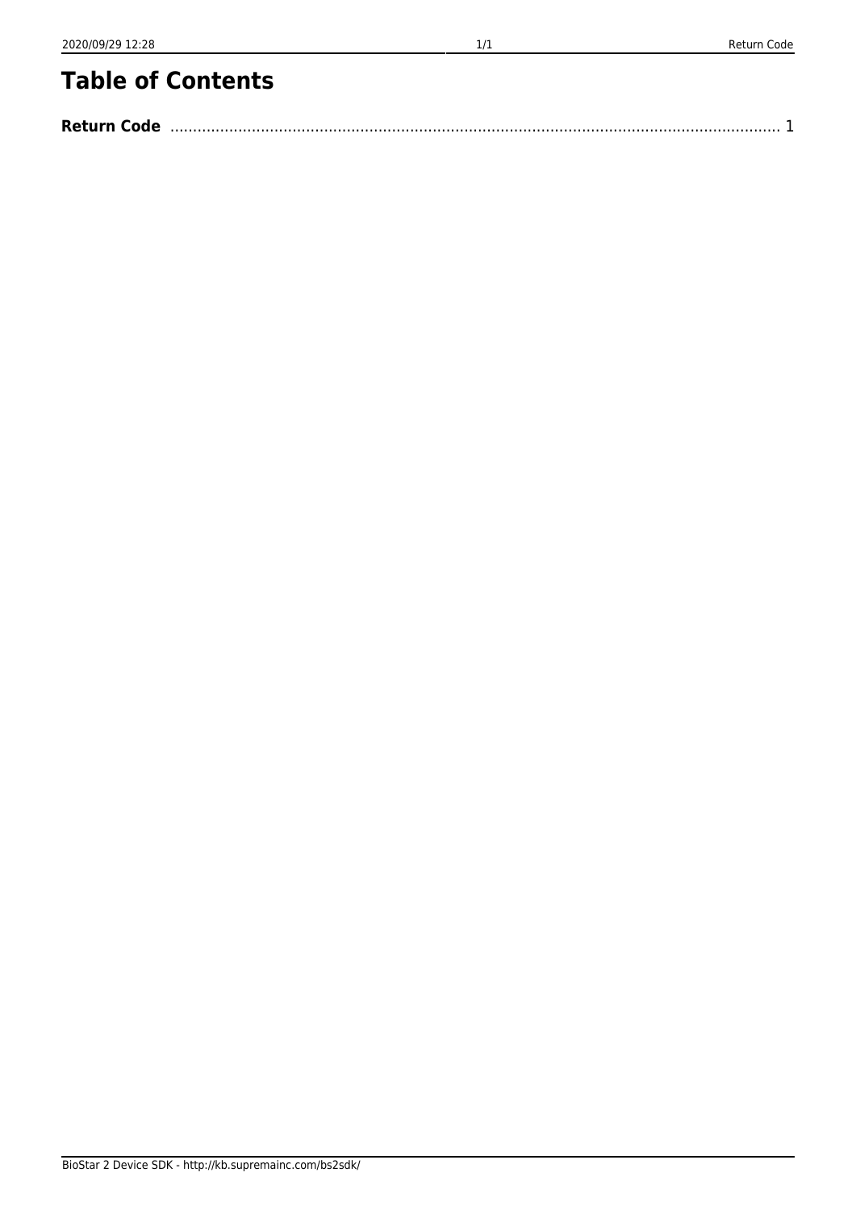# Table of Contents

**Return Code** .................................................................................................................................... 1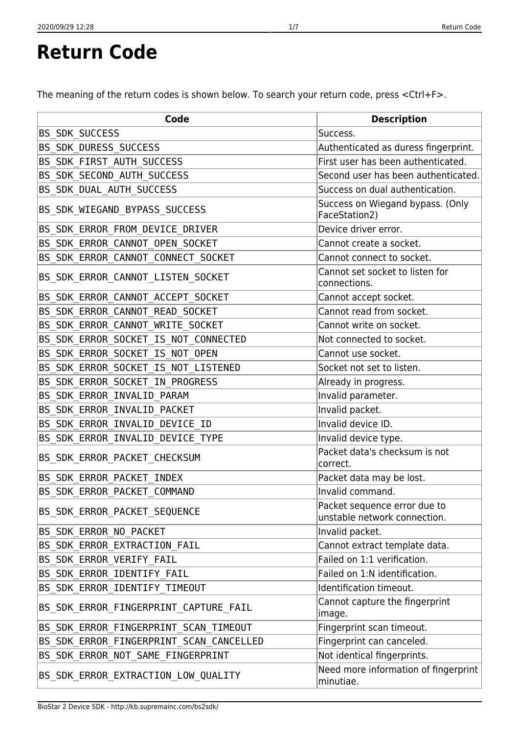# Return Code

The meaning of the return codes is shown below. To search your return code, press <Ctrl+F>.

| Code | Description |
|---|---|
| BS_SDK_SUCCESS | Success. |
| BS_SDK_DURESS_SUCCESS | Authenticated as duress fingerprint. |
| BS_SDK_FIRST_AUTH_SUCCESS | First user has been authenticated. |
| BS_SDK_SECOND_AUTH_SUCCESS | Second user has been authenticated. |
| BS_SDK_DUAL_AUTH_SUCCESS | Success on dual authentication. |
| BS_SDK_WIEGAND_BYPASS_SUCCESS | Success on Wiegand bypass. (Only FaceStation2) |
| BS_SDK_ERROR_FROM_DEVICE_DRIVER | Device driver error. |
| BS_SDK_ERROR_CANNOT_OPEN_SOCKET | Cannot create a socket. |
| BS_SDK_ERROR_CANNOT_CONNECT_SOCKET | Cannot connect to socket. |
| BS_SDK_ERROR_CANNOT_LISTEN_SOCKET | Cannot set socket to listen for connections. |
| BS_SDK_ERROR_CANNOT_ACCEPT_SOCKET | Cannot accept socket. |
| BS_SDK_ERROR_CANNOT_READ_SOCKET | Cannot read from socket. |
| BS_SDK_ERROR_CANNOT_WRITE_SOCKET | Cannot write on socket. |
| BS_SDK_ERROR_SOCKET_IS_NOT_CONNECTED | Not connected to socket. |
| BS_SDK_ERROR_SOCKET_IS_NOT_OPEN | Cannot use socket. |
| BS_SDK_ERROR_SOCKET_IS_NOT_LISTENED | Socket not set to listen. |
| BS_SDK_ERROR_SOCKET_IN_PROGRESS | Already in progress. |
| BS_SDK_ERROR_INVALID_PARAM | Invalid parameter. |
| BS_SDK_ERROR_INVALID_PACKET | Invalid packet. |
| BS_SDK_ERROR_INVALID_DEVICE_ID | Invalid device ID. |
| BS_SDK_ERROR_INVALID_DEVICE_TYPE | Invalid device type. |
| BS_SDK_ERROR_PACKET_CHECKSUM | Packet data's checksum is not correct. |
| BS_SDK_ERROR_PACKET_INDEX | Packet data may be lost. |
| BS_SDK_ERROR_PACKET_COMMAND | Invalid command. |
| BS_SDK_ERROR_PACKET_SEQUENCE | Packet sequence error due to unstable network connection. |
| BS_SDK_ERROR_NO_PACKET | Invalid packet. |
| BS_SDK_ERROR_EXTRACTION_FAIL | Cannot extract template data. |
| BS_SDK_ERROR_VERIFY_FAIL | Failed on 1:1 verification. |
| BS_SDK_ERROR_IDENTIFY_FAIL | Failed on 1:N identification. |
| BS_SDK_ERROR_IDENTIFY_TIMEOUT | Identification timeout. |
| BS_SDK_ERROR_FINGERPRINT_CAPTURE_FAIL | Cannot capture the fingerprint image. |
| BS_SDK_ERROR_FINGERPRINT_SCAN_TIMEOUT | Fingerprint scan timeout. |
| BS_SDK_ERROR_FINGERPRINT_SCAN_CANCELLED | Fingerprint can canceled. |
| BS_SDK_ERROR_NOT_SAME_FINGERPRINT | Not identical fingerprints. |
| BS_SDK_ERROR_EXTRACTION_LOW_QUALITY | Need more information of fingerprint minutiae. |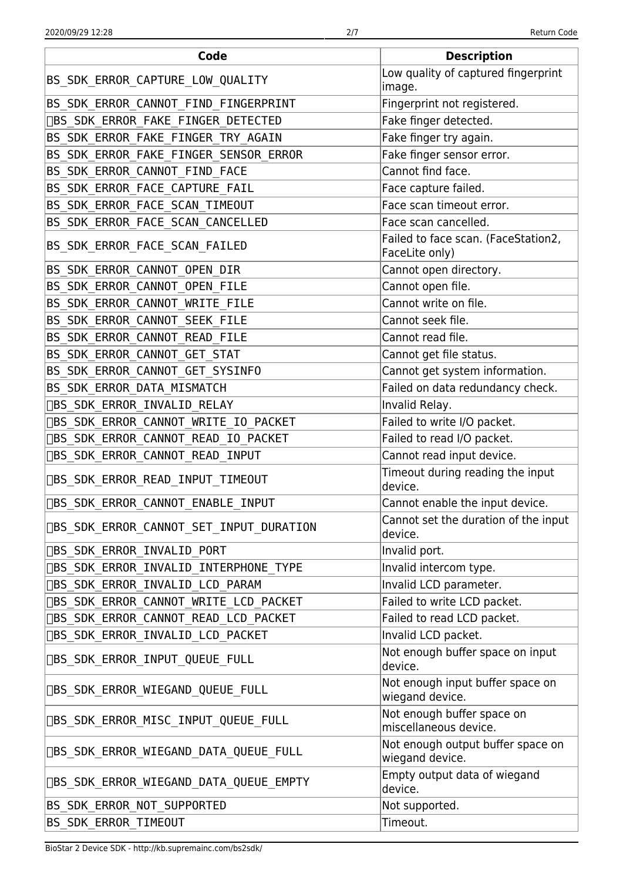| Code | Description |
| --- | --- |
| BS_SDK_ERROR_CAPTURE_LOW_QUALITY | Low quality of captured fingerprint image. |
| BS_SDK_ERROR_CANNOT_FIND_FINGERPRINT | Fingerprint not registered. |
| BS_SDK_ERROR_FAKE_FINGER_DETECTED | Fake finger detected. |
| BS_SDK_ERROR_FAKE_FINGER_TRY_AGAIN | Fake finger try again. |
| BS_SDK_ERROR_FAKE_FINGER_SENSOR_ERROR | Fake finger sensor error. |
| BS_SDK_ERROR_CANNOT_FIND_FACE | Cannot find face. |
| BS_SDK_ERROR_FACE_CAPTURE_FAIL | Face capture failed. |
| BS_SDK_ERROR_FACE_SCAN_TIMEOUT | Face scan timeout error. |
| BS_SDK_ERROR_FACE_SCAN_CANCELLED | Face scan cancelled. |
| BS_SDK_ERROR_FACE_SCAN_FAILED | Failed to face scan. (FaceStation2, FaceLite only) |
| BS_SDK_ERROR_CANNOT_OPEN_DIR | Cannot open directory. |
| BS_SDK_ERROR_CANNOT_OPEN_FILE | Cannot open file. |
| BS_SDK_ERROR_CANNOT_WRITE_FILE | Cannot write on file. |
| BS_SDK_ERROR_CANNOT_SEEK_FILE | Cannot seek file. |
| BS_SDK_ERROR_CANNOT_READ_FILE | Cannot read file. |
| BS_SDK_ERROR_CANNOT_GET_STAT | Cannot get file status. |
| BS_SDK_ERROR_CANNOT_GET_SYSINFO | Cannot get system information. |
| BS_SDK_ERROR_DATA_MISMATCH | Failed on data redundancy check. |
| BS_SDK_ERROR_INVALID_RELAY | Invalid Relay. |
| BS_SDK_ERROR_CANNOT_WRITE_IO_PACKET | Failed to write I/O packet. |
| BS_SDK_ERROR_CANNOT_READ_IO_PACKET | Failed to read I/O packet. |
| BS_SDK_ERROR_CANNOT_READ_INPUT | Cannot read input device. |
| BS_SDK_ERROR_READ_INPUT_TIMEOUT | Timeout during reading the input device. |
| BS_SDK_ERROR_CANNOT_ENABLE_INPUT | Cannot enable the input device. |
| BS_SDK_ERROR_CANNOT_SET_INPUT_DURATION | Cannot set the duration of the input device. |
| BS_SDK_ERROR_INVALID_PORT | Invalid port. |
| BS_SDK_ERROR_INVALID_INTERPHONE_TYPE | Invalid intercom type. |
| BS_SDK_ERROR_INVALID_LCD_PARAM | Invalid LCD parameter. |
| BS_SDK_ERROR_CANNOT_WRITE_LCD_PACKET | Failed to write LCD packet. |
| BS_SDK_ERROR_CANNOT_READ_LCD_PACKET | Failed to read LCD packet. |
| BS_SDK_ERROR_INVALID_LCD_PACKET | Invalid LCD packet. |
| BS_SDK_ERROR_INPUT_QUEUE_FULL | Not enough buffer space on input device. |
| BS_SDK_ERROR_WIEGAND_QUEUE_FULL | Not enough input buffer space on wiegand device. |
| BS_SDK_ERROR_MISC_INPUT_QUEUE_FULL | Not enough buffer space on miscellaneous device. |
| BS_SDK_ERROR_WIEGAND_DATA_QUEUE_FULL | Not enough output buffer space on wiegand device. |
| BS_SDK_ERROR_WIEGAND_DATA_QUEUE_EMPTY | Empty output data of wiegand device. |
| BS_SDK_ERROR_NOT_SUPPORTED | Not supported. |
| BS_SDK_ERROR_TIMEOUT | Timeout. |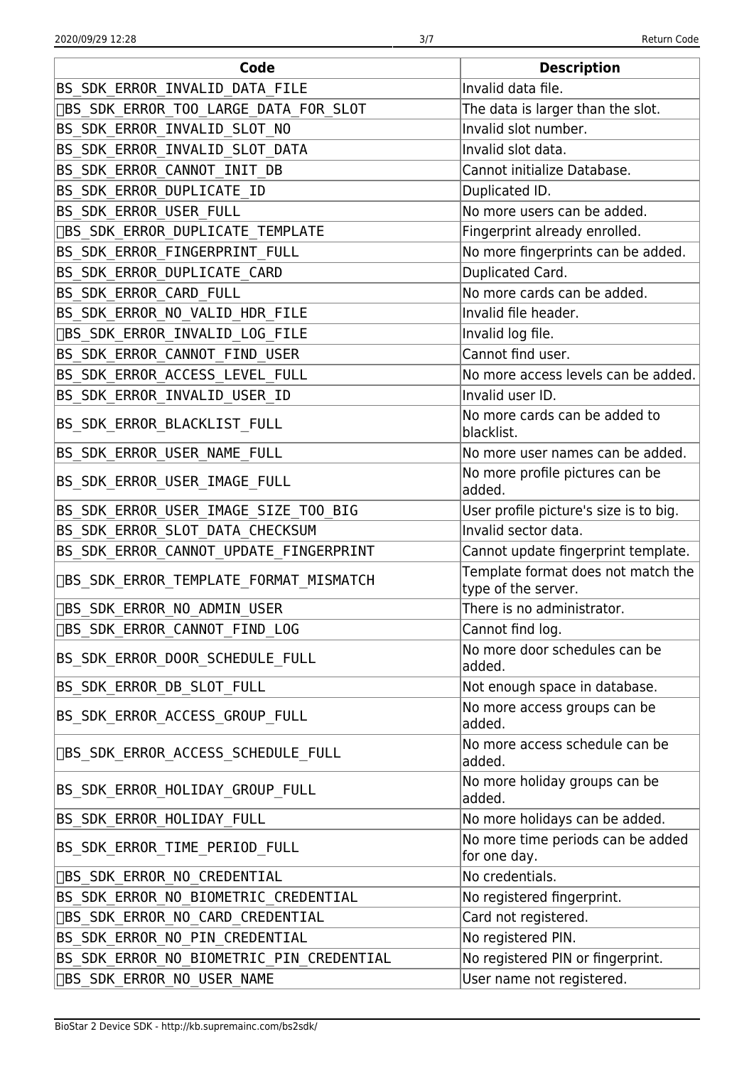| Code | Description |
| --- | --- |
| BS_SDK_ERROR_INVALID_DATA_FILE | Invalid data file. |
| BS_SDK_ERROR_TOO_LARGE_DATA_FOR_SLOT | The data is larger than the slot. |
| BS_SDK_ERROR_INVALID_SLOT_NO | Invalid slot number. |
| BS_SDK_ERROR_INVALID_SLOT_DATA | Invalid slot data. |
| BS_SDK_ERROR_CANNOT_INIT_DB | Cannot initialize Database. |
| BS_SDK_ERROR_DUPLICATE_ID | Duplicated ID. |
| BS_SDK_ERROR_USER_FULL | No more users can be added. |
| BS_SDK_ERROR_DUPLICATE_TEMPLATE | Fingerprint already enrolled. |
| BS_SDK_ERROR_FINGERPRINT_FULL | No more fingerprints can be added. |
| BS_SDK_ERROR_DUPLICATE_CARD | Duplicated Card. |
| BS_SDK_ERROR_CARD_FULL | No more cards can be added. |
| BS_SDK_ERROR_NO_VALID_HDR_FILE | Invalid file header. |
| BS_SDK_ERROR_INVALID_LOG_FILE | Invalid log file. |
| BS_SDK_ERROR_CANNOT_FIND_USER | Cannot find user. |
| BS_SDK_ERROR_ACCESS_LEVEL_FULL | No more access levels can be added. |
| BS_SDK_ERROR_INVALID_USER_ID | Invalid user ID. |
| BS_SDK_ERROR_BLACKLIST_FULL | No more cards can be added to blacklist. |
| BS_SDK_ERROR_USER_NAME_FULL | No more user names can be added. |
| BS_SDK_ERROR_USER_IMAGE_FULL | No more profile pictures can be added. |
| BS_SDK_ERROR_USER_IMAGE_SIZE_TOO_BIG | User profile picture's size is to big. |
| BS_SDK_ERROR_SLOT_DATA_CHECKSUM | Invalid sector data. |
| BS_SDK_ERROR_CANNOT_UPDATE_FINGERPRINT | Cannot update fingerprint template. |
| BS_SDK_ERROR_TEMPLATE_FORMAT_MISMATCH | Template format does not match the type of the server. |
| BS_SDK_ERROR_NO_ADMIN_USER | There is no administrator. |
| BS_SDK_ERROR_CANNOT_FIND_LOG | Cannot find log. |
| BS_SDK_ERROR_DOOR_SCHEDULE_FULL | No more door schedules can be added. |
| BS_SDK_ERROR_DB_SLOT_FULL | Not enough space in database. |
| BS_SDK_ERROR_ACCESS_GROUP_FULL | No more access groups can be added. |
| BS_SDK_ERROR_ACCESS_SCHEDULE_FULL | No more access schedule can be added. |
| BS_SDK_ERROR_HOLIDAY_GROUP_FULL | No more holiday groups can be added. |
| BS_SDK_ERROR_HOLIDAY_FULL | No more holidays can be added. |
| BS_SDK_ERROR_TIME_PERIOD_FULL | No more time periods can be added for one day. |
| BS_SDK_ERROR_NO_CREDENTIAL | No credentials. |
| BS_SDK_ERROR_NO_BIOMETRIC_CREDENTIAL | No registered fingerprint. |
| BS_SDK_ERROR_NO_CARD_CREDENTIAL | Card not registered. |
| BS_SDK_ERROR_NO_PIN_CREDENTIAL | No registered PIN. |
| BS_SDK_ERROR_NO_BIOMETRIC_PIN_CREDENTIAL | No registered PIN or fingerprint. |
| BS_SDK_ERROR_NO_USER_NAME | User name not registered. |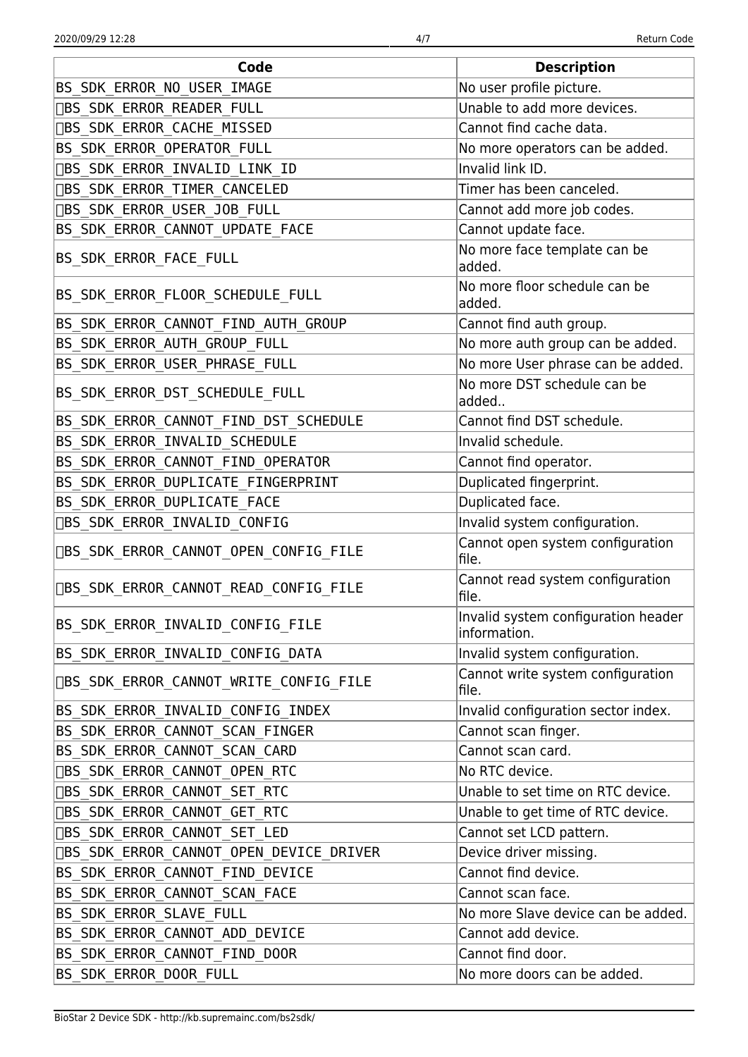| Code | Description |
| --- | --- |
| BS_SDK_ERROR_NO_USER_IMAGE | No user profile picture. |
| BS_SDK_ERROR_READER_FULL | Unable to add more devices. |
| BS_SDK_ERROR_CACHE_MISSED | Cannot find cache data. |
| BS_SDK_ERROR_OPERATOR_FULL | No more operators can be added. |
| BS_SDK_ERROR_INVALID_LINK_ID | Invalid link ID. |
| BS_SDK_ERROR_TIMER_CANCELED | Timer has been canceled. |
| BS_SDK_ERROR_USER_JOB_FULL | Cannot add more job codes. |
| BS_SDK_ERROR_CANNOT_UPDATE_FACE | Cannot update face. |
| BS_SDK_ERROR_FACE_FULL | No more face template can be added. |
| BS_SDK_ERROR_FLOOR_SCHEDULE_FULL | No more floor schedule can be added. |
| BS_SDK_ERROR_CANNOT_FIND_AUTH_GROUP | Cannot find auth group. |
| BS_SDK_ERROR_AUTH_GROUP_FULL | No more auth group can be added. |
| BS_SDK_ERROR_USER_PHRASE_FULL | No more User phrase can be added. |
| BS_SDK_ERROR_DST_SCHEDULE_FULL | No more DST schedule can be added.. |
| BS_SDK_ERROR_CANNOT_FIND_DST_SCHEDULE | Cannot find DST schedule. |
| BS_SDK_ERROR_INVALID_SCHEDULE | Invalid schedule. |
| BS_SDK_ERROR_CANNOT_FIND_OPERATOR | Cannot find operator. |
| BS_SDK_ERROR_DUPLICATE_FINGERPRINT | Duplicated fingerprint. |
| BS_SDK_ERROR_DUPLICATE_FACE | Duplicated face. |
| BS_SDK_ERROR_INVALID_CONFIG | Invalid system configuration. |
| BS_SDK_ERROR_CANNOT_OPEN_CONFIG_FILE | Cannot open system configuration file. |
| BS_SDK_ERROR_CANNOT_READ_CONFIG_FILE | Cannot read system configuration file. |
| BS_SDK_ERROR_INVALID_CONFIG_FILE | Invalid system configuration header information. |
| BS_SDK_ERROR_INVALID_CONFIG_DATA | Invalid system configuration. |
| BS_SDK_ERROR_CANNOT_WRITE_CONFIG_FILE | Cannot write system configuration file. |
| BS_SDK_ERROR_INVALID_CONFIG_INDEX | Invalid configuration sector index. |
| BS_SDK_ERROR_CANNOT_SCAN_FINGER | Cannot scan finger. |
| BS_SDK_ERROR_CANNOT_SCAN_CARD | Cannot scan card. |
| BS_SDK_ERROR_CANNOT_OPEN_RTC | No RTC device. |
| BS_SDK_ERROR_CANNOT_SET_RTC | Unable to set time on RTC device. |
| BS_SDK_ERROR_CANNOT_GET_RTC | Unable to get time of RTC device. |
| BS_SDK_ERROR_CANNOT_SET_LED | Cannot set LCD pattern. |
| BS_SDK_ERROR_CANNOT_OPEN_DEVICE_DRIVER | Device driver missing. |
| BS_SDK_ERROR_CANNOT_FIND_DEVICE | Cannot find device. |
| BS_SDK_ERROR_CANNOT_SCAN_FACE | Cannot scan face. |
| BS_SDK_ERROR_SLAVE_FULL | No more Slave device can be added. |
| BS_SDK_ERROR_CANNOT_ADD_DEVICE | Cannot add device. |
| BS_SDK_ERROR_CANNOT_FIND_DOOR | Cannot find door. |
| BS_SDK_ERROR_DOOR_FULL | No more doors can be added. |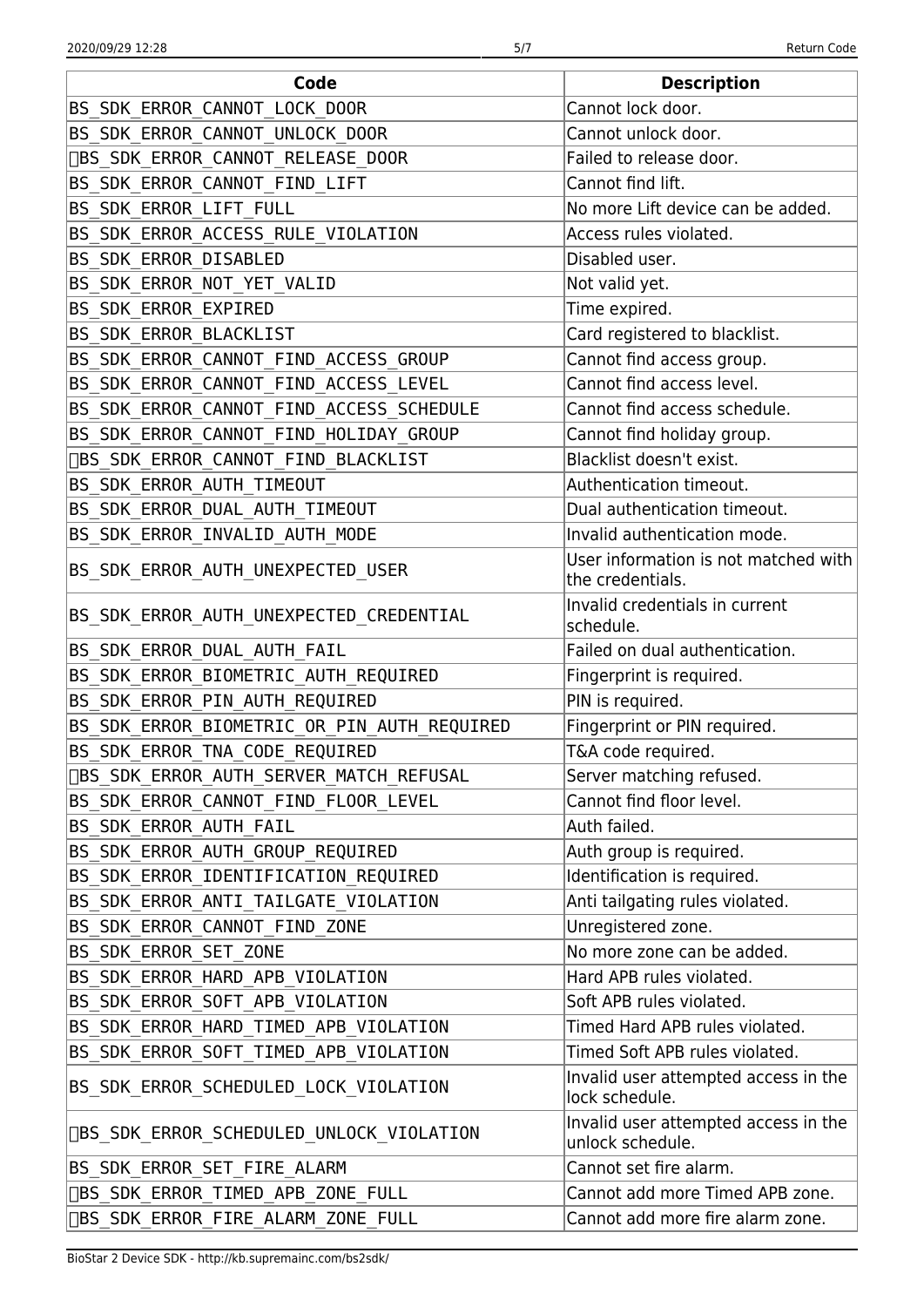| Code | Description |
| --- | --- |
| BS_SDK_ERROR_CANNOT_LOCK_DOOR | Cannot lock door. |
| BS_SDK_ERROR_CANNOT_UNLOCK_DOOR | Cannot unlock door. |
| BS_SDK_ERROR_CANNOT_RELEASE_DOOR | Failed to release door. |
| BS_SDK_ERROR_CANNOT_FIND_LIFT | Cannot find lift. |
| BS_SDK_ERROR_LIFT_FULL | No more Lift device can be added. |
| BS_SDK_ERROR_ACCESS_RULE_VIOLATION | Access rules violated. |
| BS_SDK_ERROR_DISABLED | Disabled user. |
| BS_SDK_ERROR_NOT_YET_VALID | Not valid yet. |
| BS_SDK_ERROR_EXPIRED | Time expired. |
| BS_SDK_ERROR_BLACKLIST | Card registered to blacklist. |
| BS_SDK_ERROR_CANNOT_FIND_ACCESS_GROUP | Cannot find access group. |
| BS_SDK_ERROR_CANNOT_FIND_ACCESS_LEVEL | Cannot find access level. |
| BS_SDK_ERROR_CANNOT_FIND_ACCESS_SCHEDULE | Cannot find access schedule. |
| BS_SDK_ERROR_CANNOT_FIND_HOLIDAY_GROUP | Cannot find holiday group. |
| BS_SDK_ERROR_CANNOT_FIND_BLACKLIST | Blacklist doesn't exist. |
| BS_SDK_ERROR_AUTH_TIMEOUT | Authentication timeout. |
| BS_SDK_ERROR_DUAL_AUTH_TIMEOUT | Dual authentication timeout. |
| BS_SDK_ERROR_INVALID_AUTH_MODE | Invalid authentication mode. |
| BS_SDK_ERROR_AUTH_UNEXPECTED_USER | User information is not matched with the credentials. |
| BS_SDK_ERROR_AUTH_UNEXPECTED_CREDENTIAL | Invalid credentials in current schedule. |
| BS_SDK_ERROR_DUAL_AUTH_FAIL | Failed on dual authentication. |
| BS_SDK_ERROR_BIOMETRIC_AUTH_REQUIRED | Fingerprint is required. |
| BS_SDK_ERROR_PIN_AUTH_REQUIRED | PIN is required. |
| BS_SDK_ERROR_BIOMETRIC_OR_PIN_AUTH_REQUIRED | Fingerprint or PIN required. |
| BS_SDK_ERROR_TNA_CODE_REQUIRED | T&A code required. |
| BS_SDK_ERROR_AUTH_SERVER_MATCH_REFUSAL | Server matching refused. |
| BS_SDK_ERROR_CANNOT_FIND_FLOOR_LEVEL | Cannot find floor level. |
| BS_SDK_ERROR_AUTH_FAIL | Auth failed. |
| BS_SDK_ERROR_AUTH_GROUP_REQUIRED | Auth group is required. |
| BS_SDK_ERROR_IDENTIFICATION_REQUIRED | Identification is required. |
| BS_SDK_ERROR_ANTI_TAILGATE_VIOLATION | Anti tailgating rules violated. |
| BS_SDK_ERROR_CANNOT_FIND_ZONE | Unregistered zone. |
| BS_SDK_ERROR_SET_ZONE | No more zone can be added. |
| BS_SDK_ERROR_HARD_APB_VIOLATION | Hard APB rules violated. |
| BS_SDK_ERROR_SOFT_APB_VIOLATION | Soft APB rules violated. |
| BS_SDK_ERROR_HARD_TIMED_APB_VIOLATION | Timed Hard APB rules violated. |
| BS_SDK_ERROR_SOFT_TIMED_APB_VIOLATION | Timed Soft APB rules violated. |
| BS_SDK_ERROR_SCHEDULED_LOCK_VIOLATION | Invalid user attempted access in the lock schedule. |
| BS_SDK_ERROR_SCHEDULED_UNLOCK_VIOLATION | Invalid user attempted access in the unlock schedule. |
| BS_SDK_ERROR_SET_FIRE_ALARM | Cannot set fire alarm. |
| BS_SDK_ERROR_TIMED_APB_ZONE_FULL | Cannot add more Timed APB zone. |
| BS_SDK_ERROR_FIRE_ALARM_ZONE_FULL | Cannot add more fire alarm zone. |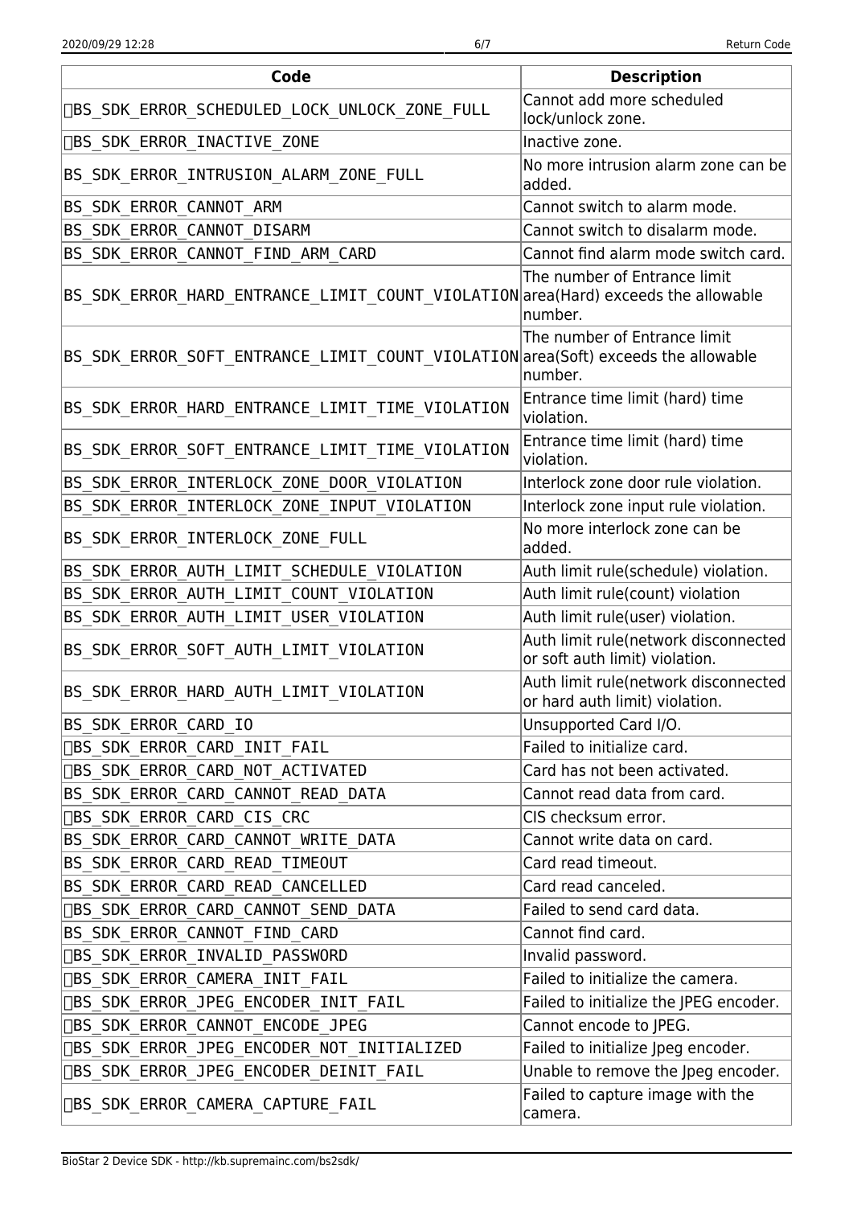| Code | Description |
|---|---|
| BS_SDK_ERROR_SCHEDULED_LOCK_UNLOCK_ZONE_FULL | Cannot add more scheduled lock/unlock zone. |
| BS_SDK_ERROR_INACTIVE_ZONE | Inactive zone. |
| BS_SDK_ERROR_INTRUSION_ALARM_ZONE_FULL | No more intrusion alarm zone can be added. |
| BS_SDK_ERROR_CANNOT_ARM | Cannot switch to alarm mode. |
| BS_SDK_ERROR_CANNOT_DISARM | Cannot switch to disalarm mode. |
| BS_SDK_ERROR_CANNOT_FIND_ARM_CARD | Cannot find alarm mode switch card. |
| BS_SDK_ERROR_HARD_ENTRANCE_LIMIT_COUNT_VIOLATION | The number of Entrance limit area(Hard) exceeds the allowable number. |
| BS_SDK_ERROR_SOFT_ENTRANCE_LIMIT_COUNT_VIOLATION | The number of Entrance limit area(Soft) exceeds the allowable number. |
| BS_SDK_ERROR_HARD_ENTRANCE_LIMIT_TIME_VIOLATION | Entrance time limit (hard) time violation. |
| BS_SDK_ERROR_SOFT_ENTRANCE_LIMIT_TIME_VIOLATION | Entrance time limit (hard) time violation. |
| BS_SDK_ERROR_INTERLOCK_ZONE_DOOR_VIOLATION | Interlock zone door rule violation. |
| BS_SDK_ERROR_INTERLOCK_ZONE_INPUT_VIOLATION | Interlock zone input rule violation. |
| BS_SDK_ERROR_INTERLOCK_ZONE_FULL | No more interlock zone can be added. |
| BS_SDK_ERROR_AUTH_LIMIT_SCHEDULE_VIOLATION | Auth limit rule(schedule) violation. |
| BS_SDK_ERROR_AUTH_LIMIT_COUNT_VIOLATION | Auth limit rule(count) violation |
| BS_SDK_ERROR_AUTH_LIMIT_USER_VIOLATION | Auth limit rule(user) violation. |
| BS_SDK_ERROR_SOFT_AUTH_LIMIT_VIOLATION | Auth limit rule(network disconnected or soft auth limit) violation. |
| BS_SDK_ERROR_HARD_AUTH_LIMIT_VIOLATION | Auth limit rule(network disconnected or hard auth limit) violation. |
| BS_SDK_ERROR_CARD_IO | Unsupported Card I/O. |
| BS_SDK_ERROR_CARD_INIT_FAIL | Failed to initialize card. |
| BS_SDK_ERROR_CARD_NOT_ACTIVATED | Card has not been activated. |
| BS_SDK_ERROR_CARD_CANNOT_READ_DATA | Cannot read data from card. |
| BS_SDK_ERROR_CARD_CIS_CRC | CIS checksum error. |
| BS_SDK_ERROR_CARD_CANNOT_WRITE_DATA | Cannot write data on card. |
| BS_SDK_ERROR_CARD_READ_TIMEOUT | Card read timeout. |
| BS_SDK_ERROR_CARD_READ_CANCELLED | Card read canceled. |
| BS_SDK_ERROR_CARD_CANNOT_SEND_DATA | Failed to send card data. |
| BS_SDK_ERROR_CANNOT_FIND_CARD | Cannot find card. |
| BS_SDK_ERROR_INVALID_PASSWORD | Invalid password. |
| BS_SDK_ERROR_CAMERA_INIT_FAIL | Failed to initialize the camera. |
| BS_SDK_ERROR_JPEG_ENCODER_INIT_FAIL | Failed to initialize the JPEG encoder. |
| BS_SDK_ERROR_CANNOT_ENCODE_JPEG | Cannot encode to JPEG. |
| BS_SDK_ERROR_JPEG_ENCODER_NOT_INITIALIZED | Failed to initialize Jpeg encoder. |
| BS_SDK_ERROR_JPEG_ENCODER_DEINIT_FAIL | Unable to remove the Jpeg encoder. |
| BS_SDK_ERROR_CAMERA_CAPTURE_FAIL | Failed to capture image with the camera. |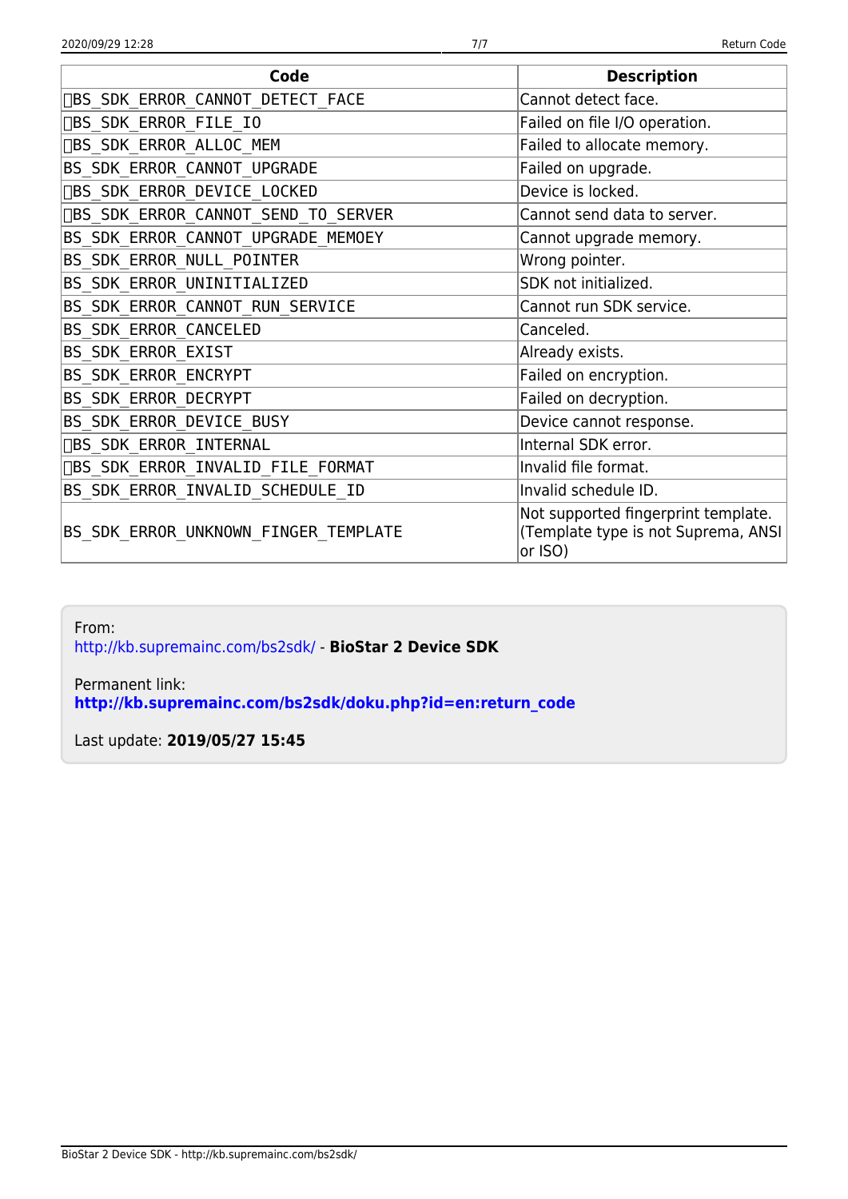| Code | Description |
| --- | --- |
| BS_SDK_ERROR_CANNOT_DETECT_FACE | Cannot detect face. |
| BS_SDK_ERROR_FILE_IO | Failed on file I/O operation. |
| BS_SDK_ERROR_ALLOC_MEM | Failed to allocate memory. |
| BS_SDK_ERROR_CANNOT_UPGRADE | Failed on upgrade. |
| BS_SDK_ERROR_DEVICE_LOCKED | Device is locked. |
| BS_SDK_ERROR_CANNOT_SEND_TO_SERVER | Cannot send data to server. |
| BS_SDK_ERROR_CANNOT_UPGRADE_MEMOEY | Cannot upgrade memory. |
| BS_SDK_ERROR_NULL_POINTER | Wrong pointer. |
| BS_SDK_ERROR_UNINITIALIZED | SDK not initialized. |
| BS_SDK_ERROR_CANNOT_RUN_SERVICE | Cannot run SDK service. |
| BS_SDK_ERROR_CANCELED | Canceled. |
| BS_SDK_ERROR_EXIST | Already exists. |
| BS_SDK_ERROR_ENCRYPT | Failed on encryption. |
| BS_SDK_ERROR_DECRYPT | Failed on decryption. |
| BS_SDK_ERROR_DEVICE_BUSY | Device cannot response. |
| BS_SDK_ERROR_INTERNAL | Internal SDK error. |
| BS_SDK_ERROR_INVALID_FILE_FORMAT | Invalid file format. |
| BS_SDK_ERROR_INVALID_SCHEDULE_ID | Invalid schedule ID. |
| BS_SDK_ERROR_UNKNOWN_FINGER_TEMPLATE | Not supported fingerprint template. (Template type is not Suprema, ANSI or ISO) |

From:
http://kb.supremainc.com/bs2sdk/ - **BioStar 2 Device SDK**

Permanent link:
**http://kb.supremainc.com/bs2sdk/doku.php?id=en:return_code**

Last update: **2019/05/27 15:45**